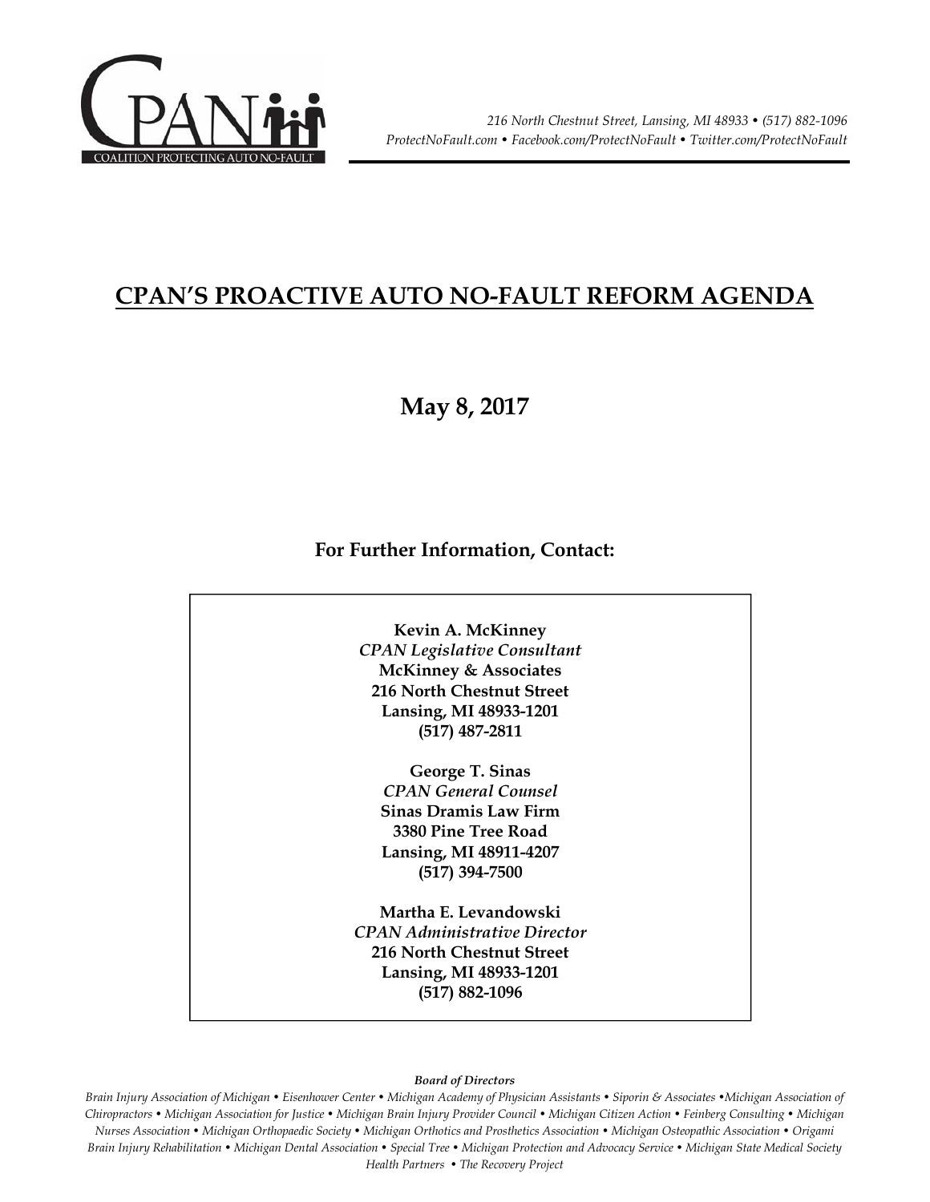COALITION PROTECTING AUTO NO-FAULT

*216 North Chestnut Street, Lansing, MI 48933 • (517) 882-1096*
*ProtectNoFault.com • Facebook.com/ProtectNoFault • Twitter.com/ProtectNoFault*

# CPAN'S PROACTIVE AUTO NO-FAULT REFORM AGENDA

## May 8, 2017

### For Further Information, Contact:

**Kevin A. McKinney**
***CPAN Legislative Consultant***
**McKinney & Associates**
**216 North Chestnut Street**
**Lansing, MI 48933-1201**
**(517) 487-2811**

**George T. Sinas**
***CPAN General Counsel***
**Sinas Dramis Law Firm**
**3380 Pine Tree Road**
**Lansing, MI 48911-4207**
**(517) 394-7500**

**Martha E. Levandowski**
***CPAN Administrative Director***
**216 North Chestnut Street**
**Lansing, MI 48933-1201**
**(517) 882-1096**

***Board of Directors***

*Brain Injury Association of Michigan • Eisenhower Center • Michigan Academy of Physician Assistants • Siporin & Associates •Michigan Association of Chiropractors • Michigan Association for Justice • Michigan Brain Injury Provider Council • Michigan Citizen Action • Feinberg Consulting • Michigan Nurses Association • Michigan Orthopaedic Society • Michigan Orthotics and Prosthetics Association • Michigan Osteopathic Association • Origami Brain Injury Rehabilitation • Michigan Dental Association • Special Tree • Michigan Protection and Advocacy Service • Michigan State Medical Society Health Partners • The Recovery Project*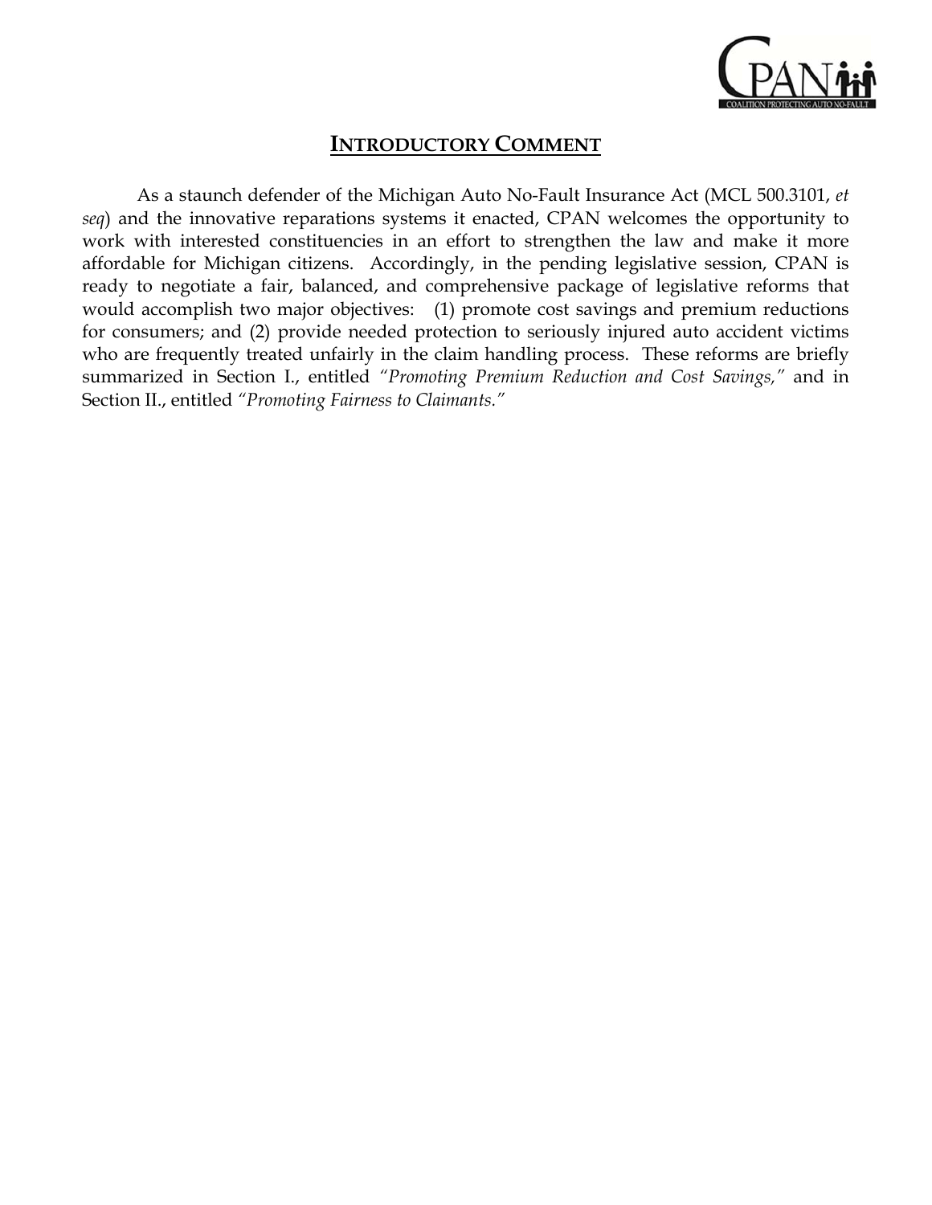## INTRODUCTORY COMMENT

As a staunch defender of the Michigan Auto No-Fault Insurance Act (MCL 500.3101, *et seq*) and the innovative reparations systems it enacted, CPAN welcomes the opportunity to work with interested constituencies in an effort to strengthen the law and make it more affordable for Michigan citizens. Accordingly, in the pending legislative session, CPAN is ready to negotiate a fair, balanced, and comprehensive package of legislative reforms that would accomplish two major objectives: (1) promote cost savings and premium reductions for consumers; and (2) provide needed protection to seriously injured auto accident victims who are frequently treated unfairly in the claim handling process. These reforms are briefly summarized in Section I., entitled *"Promoting Premium Reduction and Cost Savings,"* and in Section II., entitled *"Promoting Fairness to Claimants."*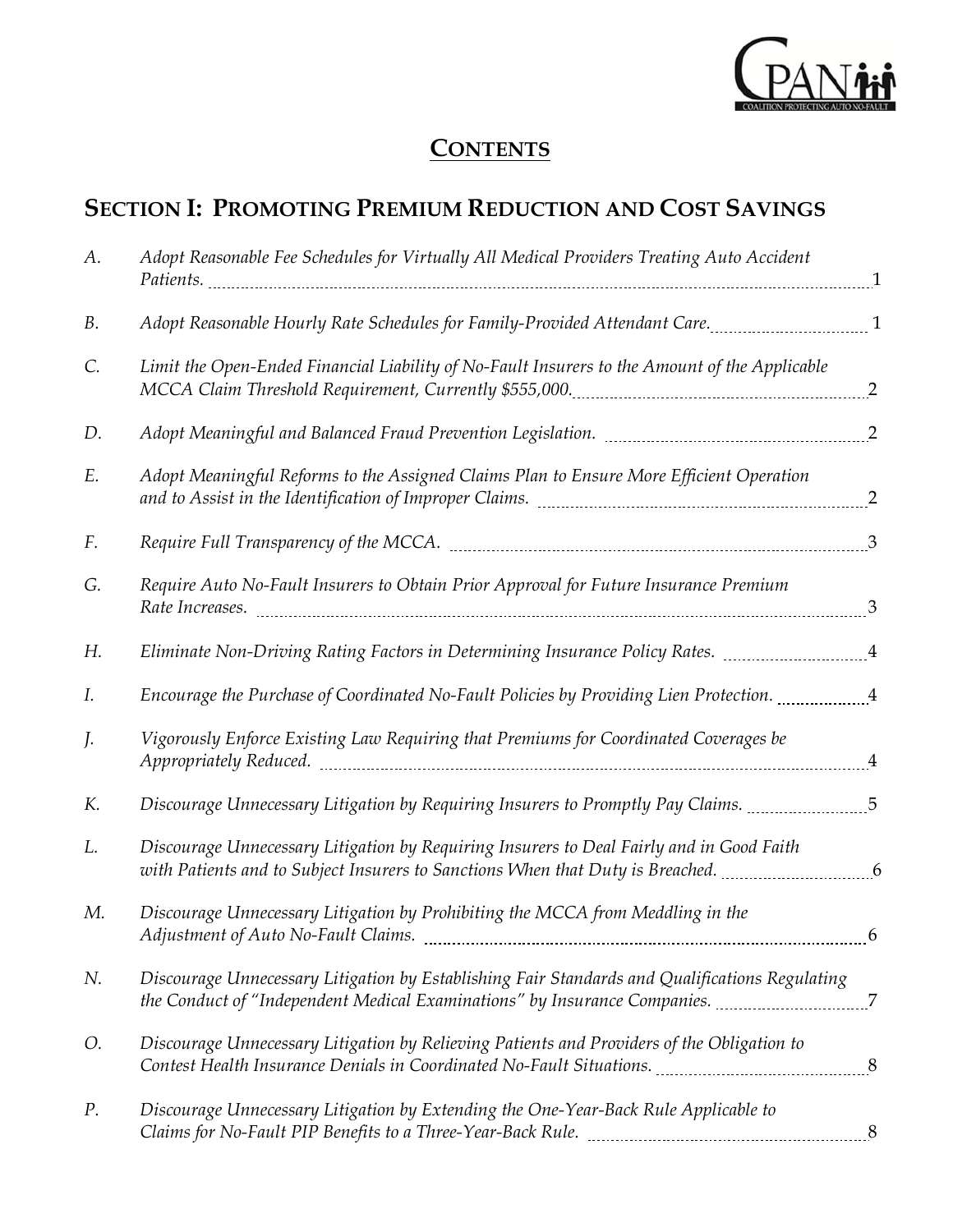# CONTENTS

## SECTION I: PROMOTING PREMIUM REDUCTION AND COST SAVINGS

A. *Adopt Reasonable Fee Schedules for Virtually All Medical Providers Treating Auto Accident Patients.* 1

B. *Adopt Reasonable Hourly Rate Schedules for Family-Provided Attendant Care.* 1

C. *Limit the Open-Ended Financial Liability of No-Fault Insurers to the Amount of the Applicable MCCA Claim Threshold Requirement, Currently $555,000.* 2

D. *Adopt Meaningful and Balanced Fraud Prevention Legislation.* 2

E. *Adopt Meaningful Reforms to the Assigned Claims Plan to Ensure More Efficient Operation and to Assist in the Identification of Improper Claims.* 2

F. *Require Full Transparency of the MCCA.* 3

G. *Require Auto No-Fault Insurers to Obtain Prior Approval for Future Insurance Premium Rate Increases.* 3

H. *Eliminate Non-Driving Rating Factors in Determining Insurance Policy Rates.* 4

I. *Encourage the Purchase of Coordinated No-Fault Policies by Providing Lien Protection.* 4

J. *Vigorously Enforce Existing Law Requiring that Premiums for Coordinated Coverages be Appropriately Reduced.* 4

K. *Discourage Unnecessary Litigation by Requiring Insurers to Promptly Pay Claims.* 5

L. *Discourage Unnecessary Litigation by Requiring Insurers to Deal Fairly and in Good Faith with Patients and to Subject Insurers to Sanctions When that Duty is Breached.* 6

M. *Discourage Unnecessary Litigation by Prohibiting the MCCA from Meddling in the Adjustment of Auto No-Fault Claims.* 6

N. *Discourage Unnecessary Litigation by Establishing Fair Standards and Qualifications Regulating the Conduct of "Independent Medical Examinations" by Insurance Companies.* 7

O. *Discourage Unnecessary Litigation by Relieving Patients and Providers of the Obligation to Contest Health Insurance Denials in Coordinated No-Fault Situations.* 8

P. *Discourage Unnecessary Litigation by Extending the One-Year-Back Rule Applicable to Claims for No-Fault PIP Benefits to a Three-Year-Back Rule.* 8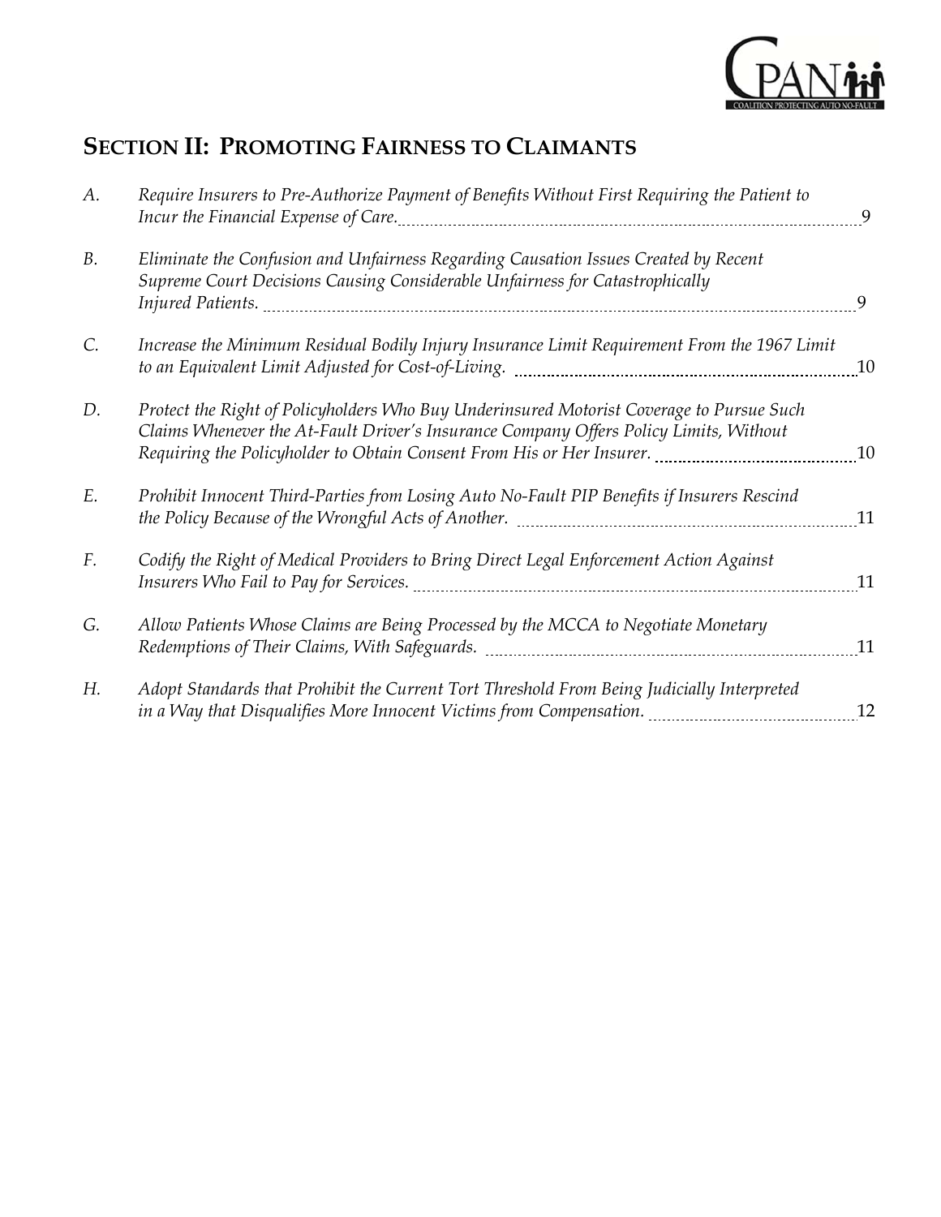## SECTION II: PROMOTING FAIRNESS TO CLAIMANTS

| | | |
|---|---|---|
| *A.* | *Require Insurers to Pre-Authorize Payment of Benefits Without First Requiring the Patient to Incur the Financial Expense of Care.* | 9 |
| *B.* | *Eliminate the Confusion and Unfairness Regarding Causation Issues Created by Recent Supreme Court Decisions Causing Considerable Unfairness for Catastrophically Injured Patients.* | 9 |
| *C.* | *Increase the Minimum Residual Bodily Injury Insurance Limit Requirement From the 1967 Limit to an Equivalent Limit Adjusted for Cost-of-Living.* | 10 |
| *D.* | *Protect the Right of Policyholders Who Buy Underinsured Motorist Coverage to Pursue Such Claims Whenever the At-Fault Driver's Insurance Company Offers Policy Limits, Without Requiring the Policyholder to Obtain Consent From His or Her Insurer.* | 10 |
| *E.* | *Prohibit Innocent Third-Parties from Losing Auto No-Fault PIP Benefits if Insurers Rescind the Policy Because of the Wrongful Acts of Another.* | 11 |
| *F.* | *Codify the Right of Medical Providers to Bring Direct Legal Enforcement Action Against Insurers Who Fail to Pay for Services.* | 11 |
| *G.* | *Allow Patients Whose Claims are Being Processed by the MCCA to Negotiate Monetary Redemptions of Their Claims, With Safeguards.* | 11 |
| *H.* | *Adopt Standards that Prohibit the Current Tort Threshold From Being Judicially Interpreted in a Way that Disqualifies More Innocent Victims from Compensation.* | 12 |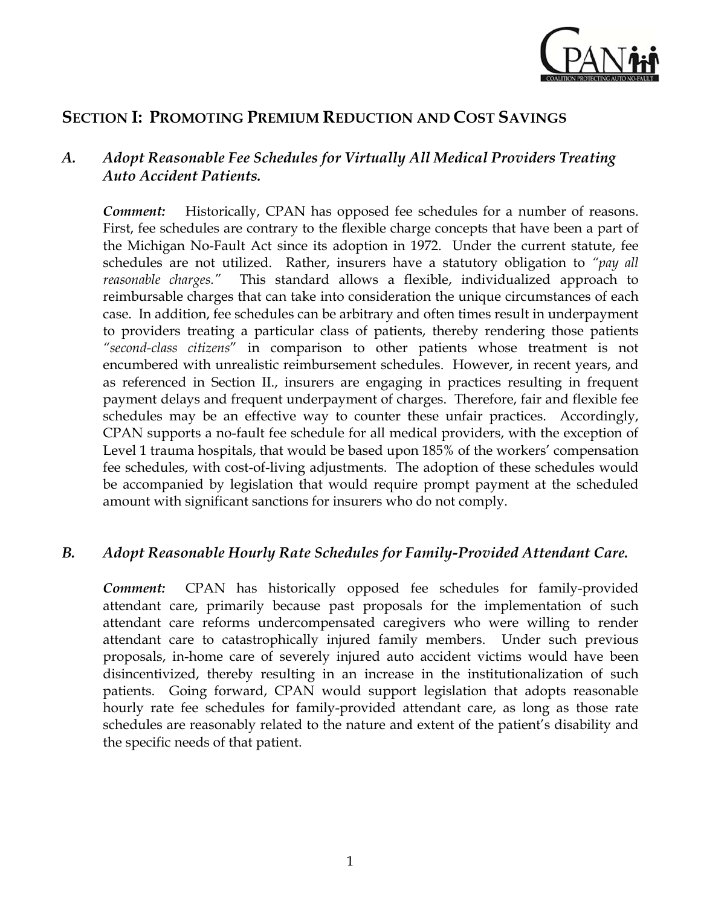## Section I: Promoting Premium Reduction and Cost Savings

### *A. Adopt Reasonable Fee Schedules for Virtually All Medical Providers Treating Auto Accident Patients.*

***Comment:*** Historically, CPAN has opposed fee schedules for a number of reasons. First, fee schedules are contrary to the flexible charge concepts that have been a part of the Michigan No-Fault Act since its adoption in 1972. Under the current statute, fee schedules are not utilized. Rather, insurers have a statutory obligation to *"pay all reasonable charges."* This standard allows a flexible, individualized approach to reimbursable charges that can take into consideration the unique circumstances of each case. In addition, fee schedules can be arbitrary and often times result in underpayment to providers treating a particular class of patients, thereby rendering those patients "*second-class citizens*" in comparison to other patients whose treatment is not encumbered with unrealistic reimbursement schedules. However, in recent years, and as referenced in Section II., insurers are engaging in practices resulting in frequent payment delays and frequent underpayment of charges. Therefore, fair and flexible fee schedules may be an effective way to counter these unfair practices. Accordingly, CPAN supports a no-fault fee schedule for all medical providers, with the exception of Level 1 trauma hospitals, that would be based upon 185% of the workers' compensation fee schedules, with cost-of-living adjustments. The adoption of these schedules would be accompanied by legislation that would require prompt payment at the scheduled amount with significant sanctions for insurers who do not comply.

### *B. Adopt Reasonable Hourly Rate Schedules for Family-Provided Attendant Care.*

***Comment:*** CPAN has historically opposed fee schedules for family-provided attendant care, primarily because past proposals for the implementation of such attendant care reforms undercompensated caregivers who were willing to render attendant care to catastrophically injured family members. Under such previous proposals, in-home care of severely injured auto accident victims would have been disincentivized, thereby resulting in an increase in the institutionalization of such patients. Going forward, CPAN would support legislation that adopts reasonable hourly rate fee schedules for family-provided attendant care, as long as those rate schedules are reasonably related to the nature and extent of the patient's disability and the specific needs of that patient.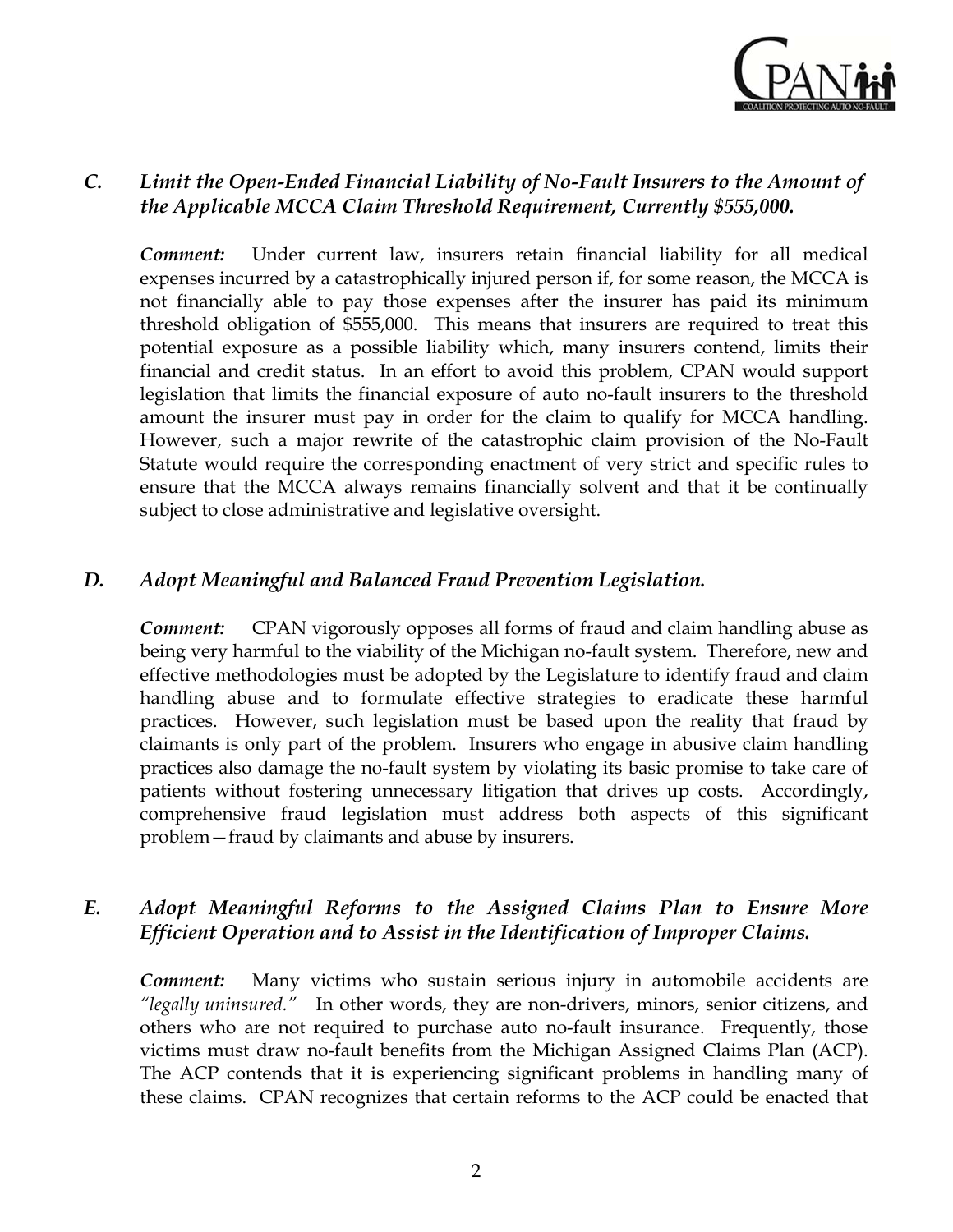### *C. Limit the Open-Ended Financial Liability of No-Fault Insurers to the Amount of the Applicable MCCA Claim Threshold Requirement, Currently $555,000.*

***Comment:*** Under current law, insurers retain financial liability for all medical expenses incurred by a catastrophically injured person if, for some reason, the MCCA is not financially able to pay those expenses after the insurer has paid its minimum threshold obligation of $555,000. This means that insurers are required to treat this potential exposure as a possible liability which, many insurers contend, limits their financial and credit status. In an effort to avoid this problem, CPAN would support legislation that limits the financial exposure of auto no-fault insurers to the threshold amount the insurer must pay in order for the claim to qualify for MCCA handling. However, such a major rewrite of the catastrophic claim provision of the No-Fault Statute would require the corresponding enactment of very strict and specific rules to ensure that the MCCA always remains financially solvent and that it be continually subject to close administrative and legislative oversight.

### *D. Adopt Meaningful and Balanced Fraud Prevention Legislation.*

***Comment:*** CPAN vigorously opposes all forms of fraud and claim handling abuse as being very harmful to the viability of the Michigan no-fault system. Therefore, new and effective methodologies must be adopted by the Legislature to identify fraud and claim handling abuse and to formulate effective strategies to eradicate these harmful practices. However, such legislation must be based upon the reality that fraud by claimants is only part of the problem. Insurers who engage in abusive claim handling practices also damage the no-fault system by violating its basic promise to take care of patients without fostering unnecessary litigation that drives up costs. Accordingly, comprehensive fraud legislation must address both aspects of this significant problem—fraud by claimants and abuse by insurers.

### *E. Adopt Meaningful Reforms to the Assigned Claims Plan to Ensure More Efficient Operation and to Assist in the Identification of Improper Claims.*

***Comment:*** Many victims who sustain serious injury in automobile accidents are *"legally uninsured."* In other words, they are non-drivers, minors, senior citizens, and others who are not required to purchase auto no-fault insurance. Frequently, those victims must draw no-fault benefits from the Michigan Assigned Claims Plan (ACP). The ACP contends that it is experiencing significant problems in handling many of these claims. CPAN recognizes that certain reforms to the ACP could be enacted that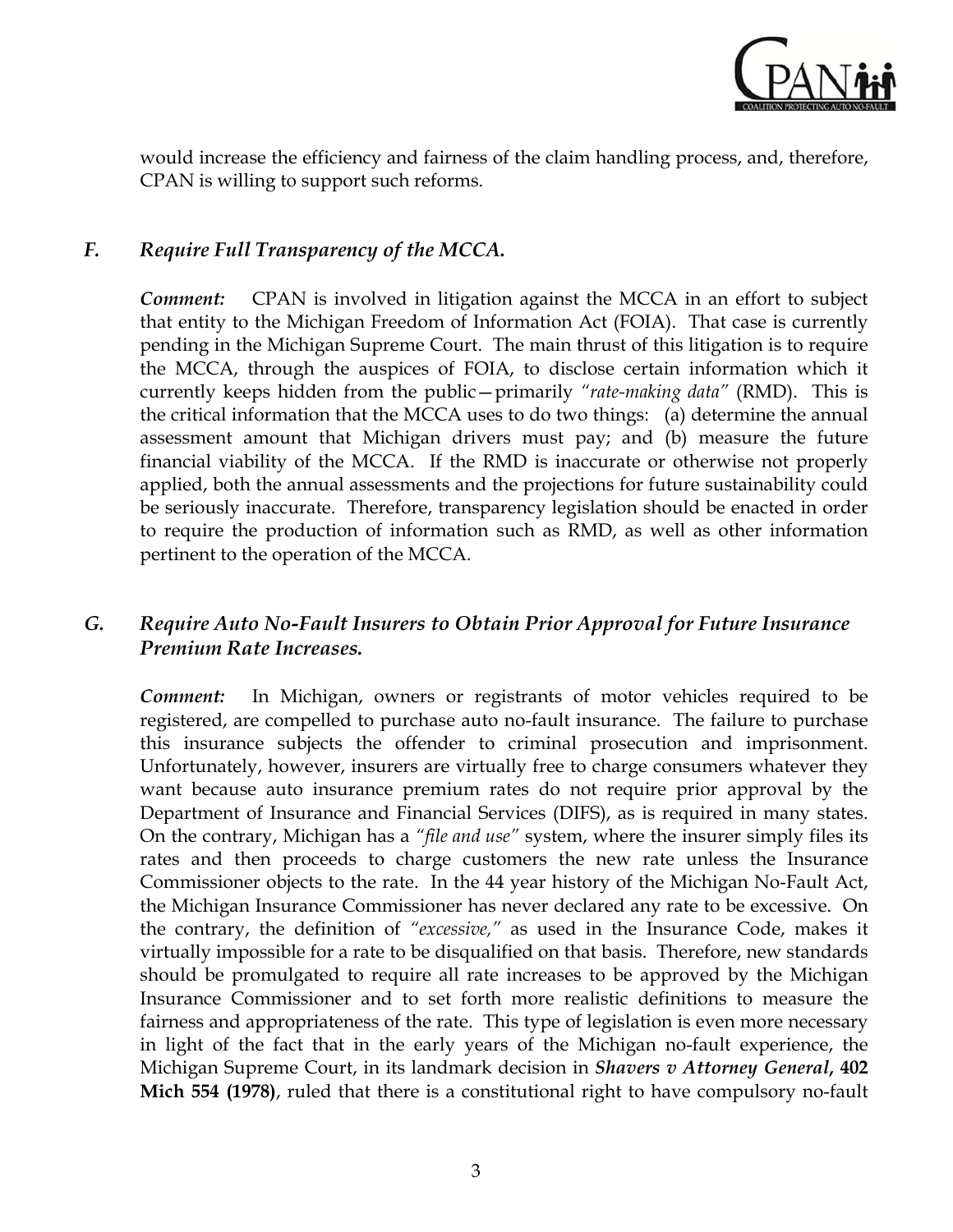would increase the efficiency and fairness of the claim handling process, and, therefore, CPAN is willing to support such reforms.

### *F. Require Full Transparency of the MCCA.*

***Comment:*** CPAN is involved in litigation against the MCCA in an effort to subject that entity to the Michigan Freedom of Information Act (FOIA). That case is currently pending in the Michigan Supreme Court. The main thrust of this litigation is to require the MCCA, through the auspices of FOIA, to disclose certain information which it currently keeps hidden from the public—primarily *"rate-making data"* (RMD). This is the critical information that the MCCA uses to do two things: (a) determine the annual assessment amount that Michigan drivers must pay; and (b) measure the future financial viability of the MCCA. If the RMD is inaccurate or otherwise not properly applied, both the annual assessments and the projections for future sustainability could be seriously inaccurate. Therefore, transparency legislation should be enacted in order to require the production of information such as RMD, as well as other information pertinent to the operation of the MCCA.

### *G. Require Auto No-Fault Insurers to Obtain Prior Approval for Future Insurance Premium Rate Increases.*

***Comment:*** In Michigan, owners or registrants of motor vehicles required to be registered, are compelled to purchase auto no-fault insurance. The failure to purchase this insurance subjects the offender to criminal prosecution and imprisonment. Unfortunately, however, insurers are virtually free to charge consumers whatever they want because auto insurance premium rates do not require prior approval by the Department of Insurance and Financial Services (DIFS), as is required in many states. On the contrary, Michigan has a *"file and use"* system, where the insurer simply files its rates and then proceeds to charge customers the new rate unless the Insurance Commissioner objects to the rate. In the 44 year history of the Michigan No-Fault Act, the Michigan Insurance Commissioner has never declared any rate to be excessive. On the contrary, the definition of *"excessive,"* as used in the Insurance Code, makes it virtually impossible for a rate to be disqualified on that basis. Therefore, new standards should be promulgated to require all rate increases to be approved by the Michigan Insurance Commissioner and to set forth more realistic definitions to measure the fairness and appropriateness of the rate. This type of legislation is even more necessary in light of the fact that in the early years of the Michigan no-fault experience, the Michigan Supreme Court, in its landmark decision in ***Shavers v Attorney General*, 402 Mich 554 (1978)**, ruled that there is a constitutional right to have compulsory no-fault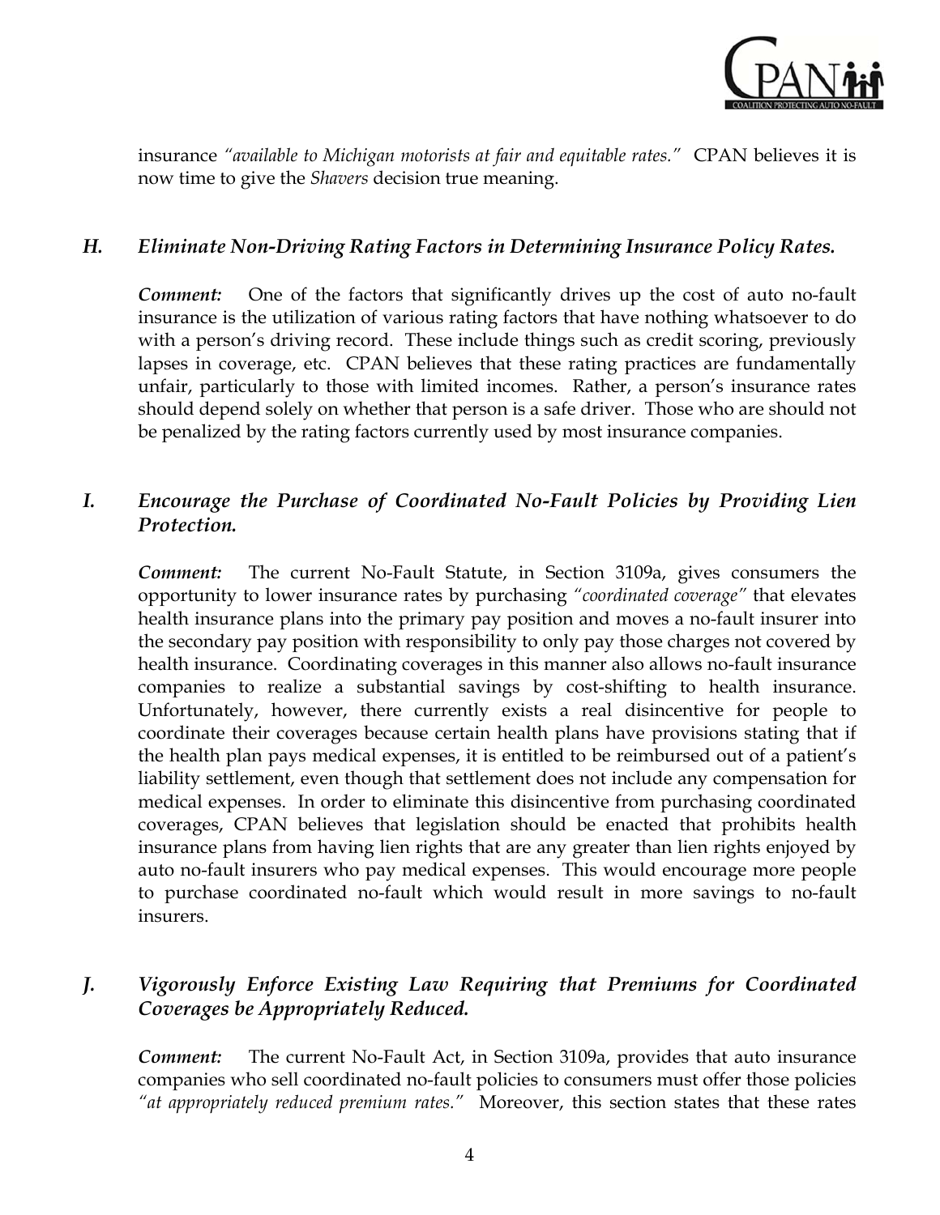insurance *"available to Michigan motorists at fair and equitable rates."* CPAN believes it is now time to give the *Shavers* decision true meaning.

### *H. Eliminate Non-Driving Rating Factors in Determining Insurance Policy Rates.*

***Comment:*** One of the factors that significantly drives up the cost of auto no-fault insurance is the utilization of various rating factors that have nothing whatsoever to do with a person's driving record. These include things such as credit scoring, previously lapses in coverage, etc. CPAN believes that these rating practices are fundamentally unfair, particularly to those with limited incomes. Rather, a person's insurance rates should depend solely on whether that person is a safe driver. Those who are should not be penalized by the rating factors currently used by most insurance companies.

### *I. Encourage the Purchase of Coordinated No-Fault Policies by Providing Lien Protection.*

***Comment:*** The current No-Fault Statute, in Section 3109a, gives consumers the opportunity to lower insurance rates by purchasing *"coordinated coverage"* that elevates health insurance plans into the primary pay position and moves a no-fault insurer into the secondary pay position with responsibility to only pay those charges not covered by health insurance. Coordinating coverages in this manner also allows no-fault insurance companies to realize a substantial savings by cost-shifting to health insurance. Unfortunately, however, there currently exists a real disincentive for people to coordinate their coverages because certain health plans have provisions stating that if the health plan pays medical expenses, it is entitled to be reimbursed out of a patient's liability settlement, even though that settlement does not include any compensation for medical expenses. In order to eliminate this disincentive from purchasing coordinated coverages, CPAN believes that legislation should be enacted that prohibits health insurance plans from having lien rights that are any greater than lien rights enjoyed by auto no-fault insurers who pay medical expenses. This would encourage more people to purchase coordinated no-fault which would result in more savings to no-fault insurers.

### *J. Vigorously Enforce Existing Law Requiring that Premiums for Coordinated Coverages be Appropriately Reduced.*

***Comment:*** The current No-Fault Act, in Section 3109a, provides that auto insurance companies who sell coordinated no-fault policies to consumers must offer those policies *"at appropriately reduced premium rates."* Moreover, this section states that these rates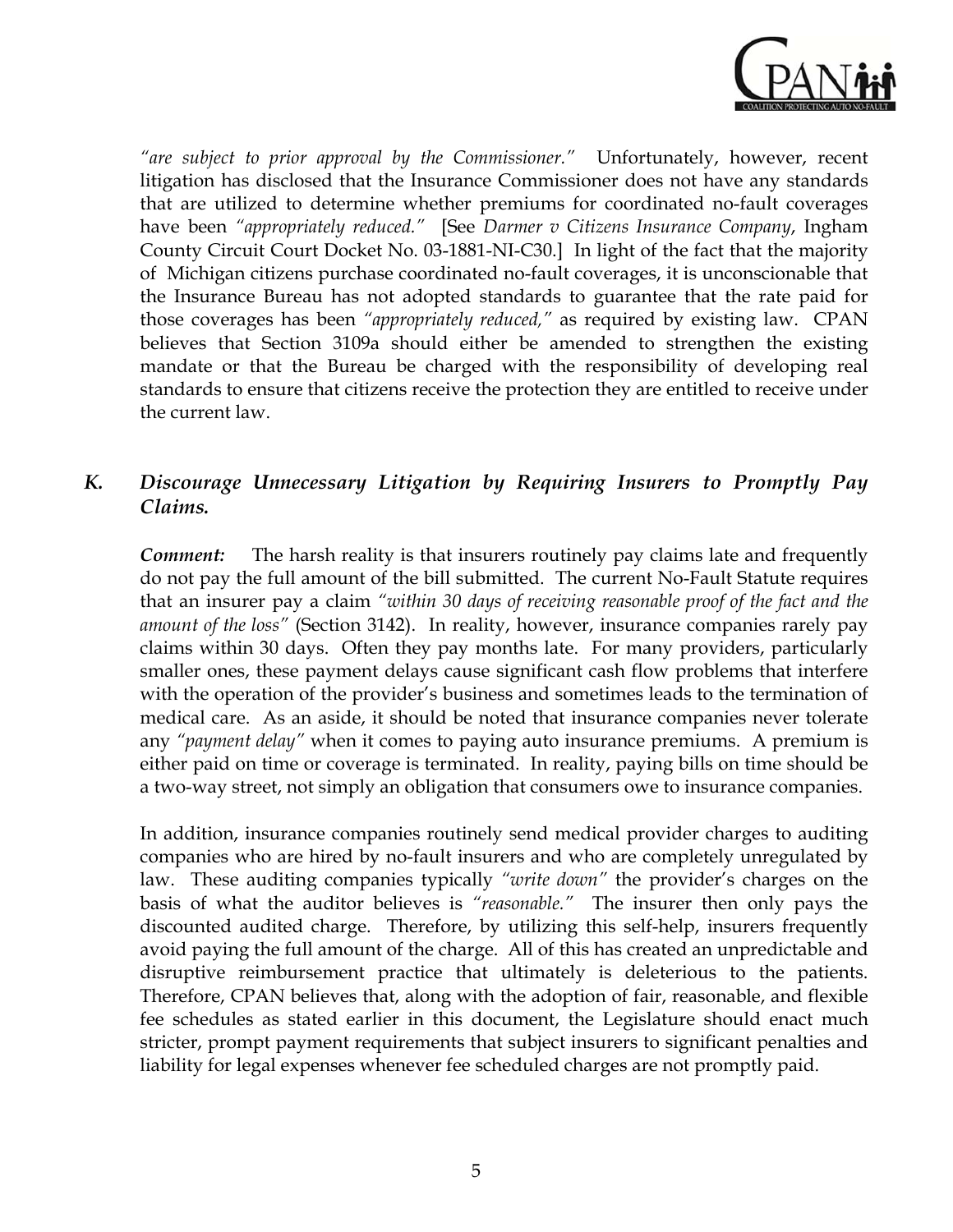*"are subject to prior approval by the Commissioner."* Unfortunately, however, recent litigation has disclosed that the Insurance Commissioner does not have any standards that are utilized to determine whether premiums for coordinated no-fault coverages have been *"appropriately reduced."* [See *Darmer v Citizens Insurance Company*, Ingham County Circuit Court Docket No. 03-1881-NI-C30.] In light of the fact that the majority of Michigan citizens purchase coordinated no-fault coverages, it is unconscionable that the Insurance Bureau has not adopted standards to guarantee that the rate paid for those coverages has been *"appropriately reduced,"* as required by existing law. CPAN believes that Section 3109a should either be amended to strengthen the existing mandate or that the Bureau be charged with the responsibility of developing real standards to ensure that citizens receive the protection they are entitled to receive under the current law.

### *K. Discourage Unnecessary Litigation by Requiring Insurers to Promptly Pay Claims.*

***Comment:*** The harsh reality is that insurers routinely pay claims late and frequently do not pay the full amount of the bill submitted. The current No-Fault Statute requires that an insurer pay a claim *"within 30 days of receiving reasonable proof of the fact and the amount of the loss"* (Section 3142). In reality, however, insurance companies rarely pay claims within 30 days. Often they pay months late. For many providers, particularly smaller ones, these payment delays cause significant cash flow problems that interfere with the operation of the provider's business and sometimes leads to the termination of medical care. As an aside, it should be noted that insurance companies never tolerate any *"payment delay"* when it comes to paying auto insurance premiums. A premium is either paid on time or coverage is terminated. In reality, paying bills on time should be a two-way street, not simply an obligation that consumers owe to insurance companies.

In addition, insurance companies routinely send medical provider charges to auditing companies who are hired by no-fault insurers and who are completely unregulated by law. These auditing companies typically *"write down"* the provider's charges on the basis of what the auditor believes is *"reasonable."* The insurer then only pays the discounted audited charge. Therefore, by utilizing this self-help, insurers frequently avoid paying the full amount of the charge. All of this has created an unpredictable and disruptive reimbursement practice that ultimately is deleterious to the patients. Therefore, CPAN believes that, along with the adoption of fair, reasonable, and flexible fee schedules as stated earlier in this document, the Legislature should enact much stricter, prompt payment requirements that subject insurers to significant penalties and liability for legal expenses whenever fee scheduled charges are not promptly paid.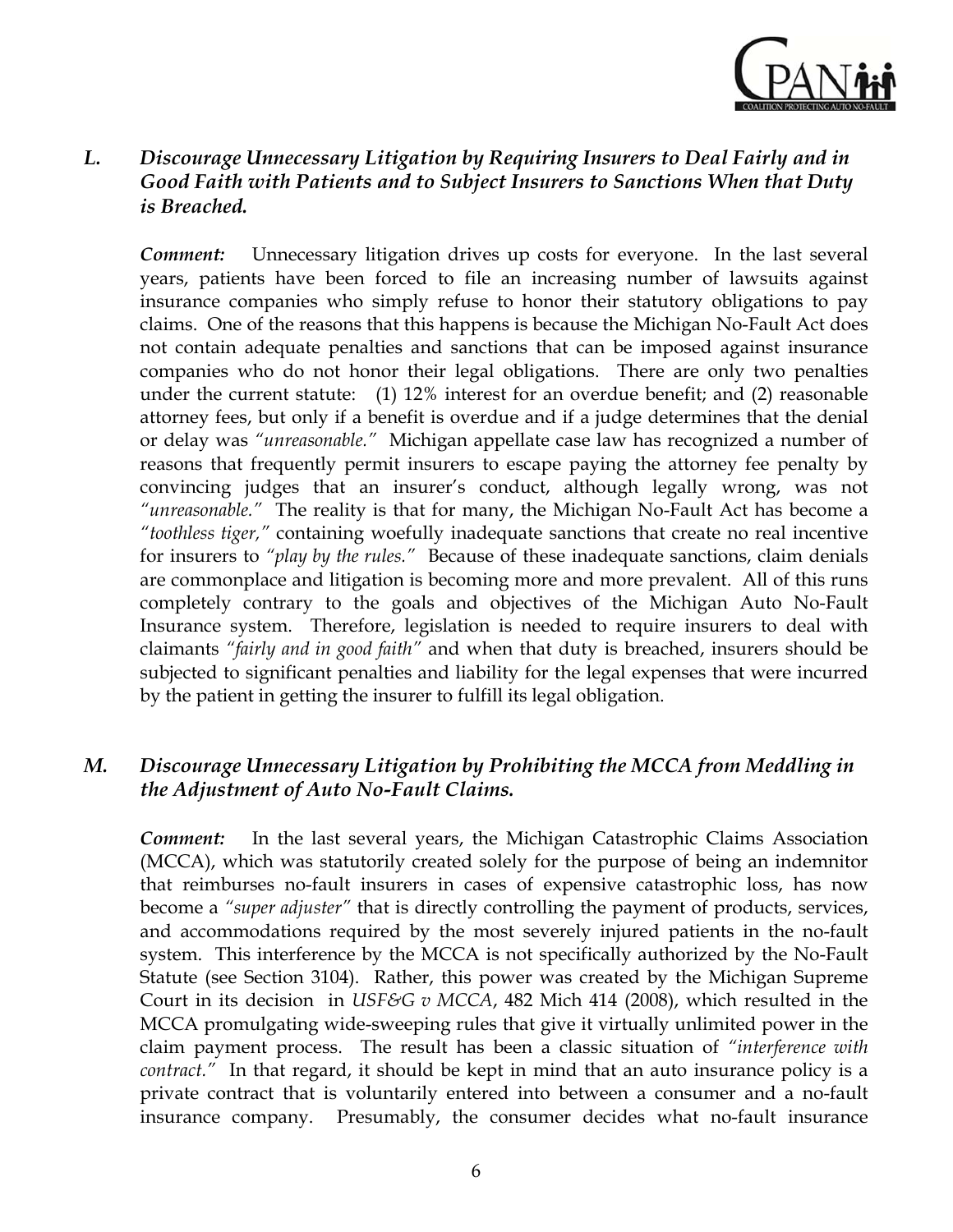### *L. Discourage Unnecessary Litigation by Requiring Insurers to Deal Fairly and in Good Faith with Patients and to Subject Insurers to Sanctions When that Duty is Breached.*

***Comment:*** Unnecessary litigation drives up costs for everyone. In the last several years, patients have been forced to file an increasing number of lawsuits against insurance companies who simply refuse to honor their statutory obligations to pay claims. One of the reasons that this happens is because the Michigan No-Fault Act does not contain adequate penalties and sanctions that can be imposed against insurance companies who do not honor their legal obligations. There are only two penalties under the current statute: (1) 12% interest for an overdue benefit; and (2) reasonable attorney fees, but only if a benefit is overdue and if a judge determines that the denial or delay was *"unreasonable."* Michigan appellate case law has recognized a number of reasons that frequently permit insurers to escape paying the attorney fee penalty by convincing judges that an insurer's conduct, although legally wrong, was not *"unreasonable."* The reality is that for many, the Michigan No-Fault Act has become a *"toothless tiger,"* containing woefully inadequate sanctions that create no real incentive for insurers to *"play by the rules."* Because of these inadequate sanctions, claim denials are commonplace and litigation is becoming more and more prevalent. All of this runs completely contrary to the goals and objectives of the Michigan Auto No-Fault Insurance system. Therefore, legislation is needed to require insurers to deal with claimants *"fairly and in good faith"* and when that duty is breached, insurers should be subjected to significant penalties and liability for the legal expenses that were incurred by the patient in getting the insurer to fulfill its legal obligation.

### *M. Discourage Unnecessary Litigation by Prohibiting the MCCA from Meddling in the Adjustment of Auto No-Fault Claims.*

***Comment:*** In the last several years, the Michigan Catastrophic Claims Association (MCCA), which was statutorily created solely for the purpose of being an indemnitor that reimburses no-fault insurers in cases of expensive catastrophic loss, has now become a *"super adjuster"* that is directly controlling the payment of products, services, and accommodations required by the most severely injured patients in the no-fault system. This interference by the MCCA is not specifically authorized by the No-Fault Statute (see Section 3104). Rather, this power was created by the Michigan Supreme Court in its decision in *USF&G v MCCA*, 482 Mich 414 (2008), which resulted in the MCCA promulgating wide-sweeping rules that give it virtually unlimited power in the claim payment process. The result has been a classic situation of *"interference with contract."* In that regard, it should be kept in mind that an auto insurance policy is a private contract that is voluntarily entered into between a consumer and a no-fault insurance company. Presumably, the consumer decides what no-fault insurance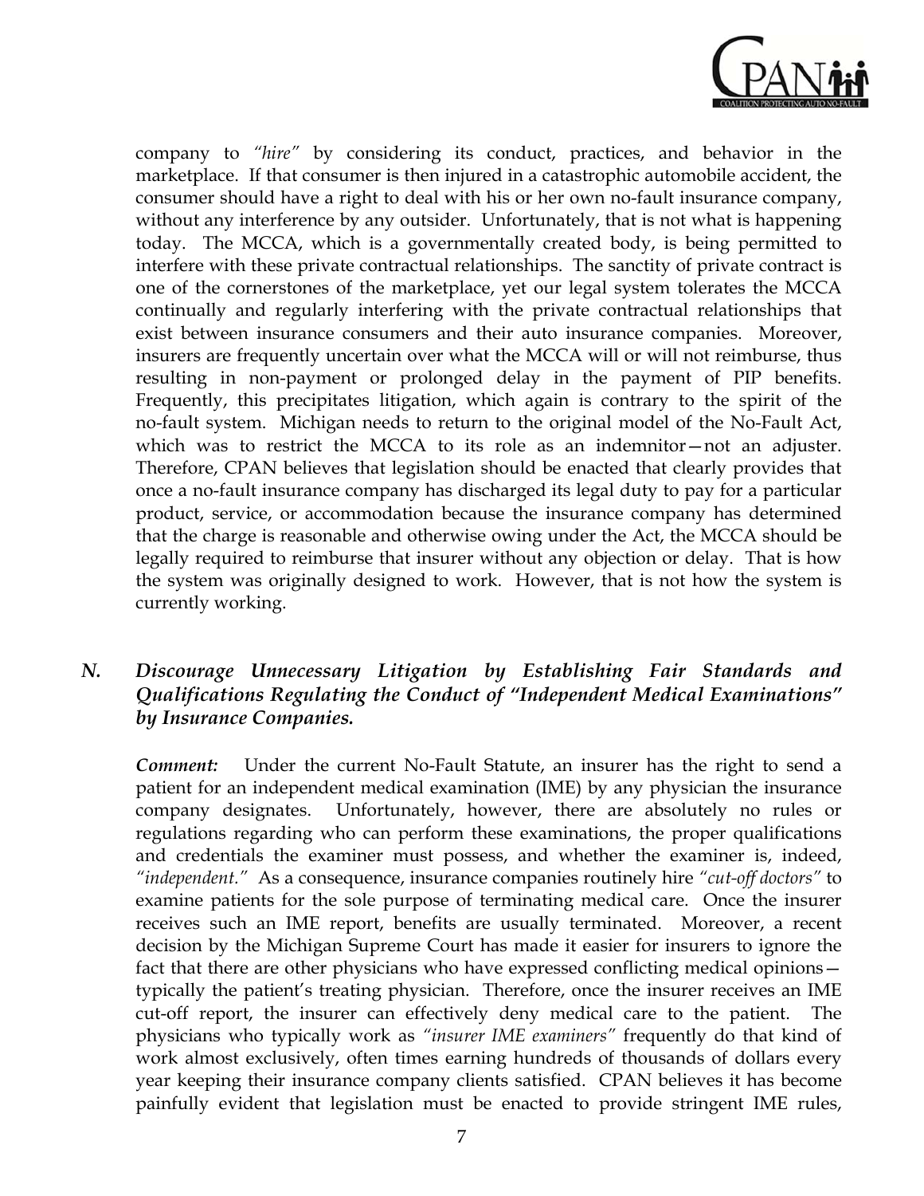company to *"hire"* by considering its conduct, practices, and behavior in the marketplace. If that consumer is then injured in a catastrophic automobile accident, the consumer should have a right to deal with his or her own no-fault insurance company, without any interference by any outsider. Unfortunately, that is not what is happening today. The MCCA, which is a governmentally created body, is being permitted to interfere with these private contractual relationships. The sanctity of private contract is one of the cornerstones of the marketplace, yet our legal system tolerates the MCCA continually and regularly interfering with the private contractual relationships that exist between insurance consumers and their auto insurance companies. Moreover, insurers are frequently uncertain over what the MCCA will or will not reimburse, thus resulting in non-payment or prolonged delay in the payment of PIP benefits. Frequently, this precipitates litigation, which again is contrary to the spirit of the no-fault system. Michigan needs to return to the original model of the No-Fault Act, which was to restrict the MCCA to its role as an indemnitor—not an adjuster. Therefore, CPAN believes that legislation should be enacted that clearly provides that once a no-fault insurance company has discharged its legal duty to pay for a particular product, service, or accommodation because the insurance company has determined that the charge is reasonable and otherwise owing under the Act, the MCCA should be legally required to reimburse that insurer without any objection or delay. That is how the system was originally designed to work. However, that is not how the system is currently working.

### *N. Discourage Unnecessary Litigation by Establishing Fair Standards and Qualifications Regulating the Conduct of "Independent Medical Examinations" by Insurance Companies.*

***Comment:*** Under the current No-Fault Statute, an insurer has the right to send a patient for an independent medical examination (IME) by any physician the insurance company designates. Unfortunately, however, there are absolutely no rules or regulations regarding who can perform these examinations, the proper qualifications and credentials the examiner must possess, and whether the examiner is, indeed, *"independent."* As a consequence, insurance companies routinely hire *"cut-off doctors"* to examine patients for the sole purpose of terminating medical care. Once the insurer receives such an IME report, benefits are usually terminated. Moreover, a recent decision by the Michigan Supreme Court has made it easier for insurers to ignore the fact that there are other physicians who have expressed conflicting medical opinions—typically the patient's treating physician. Therefore, once the insurer receives an IME cut-off report, the insurer can effectively deny medical care to the patient. The physicians who typically work as *"insurer IME examiners"* frequently do that kind of work almost exclusively, often times earning hundreds of thousands of dollars every year keeping their insurance company clients satisfied. CPAN believes it has become painfully evident that legislation must be enacted to provide stringent IME rules,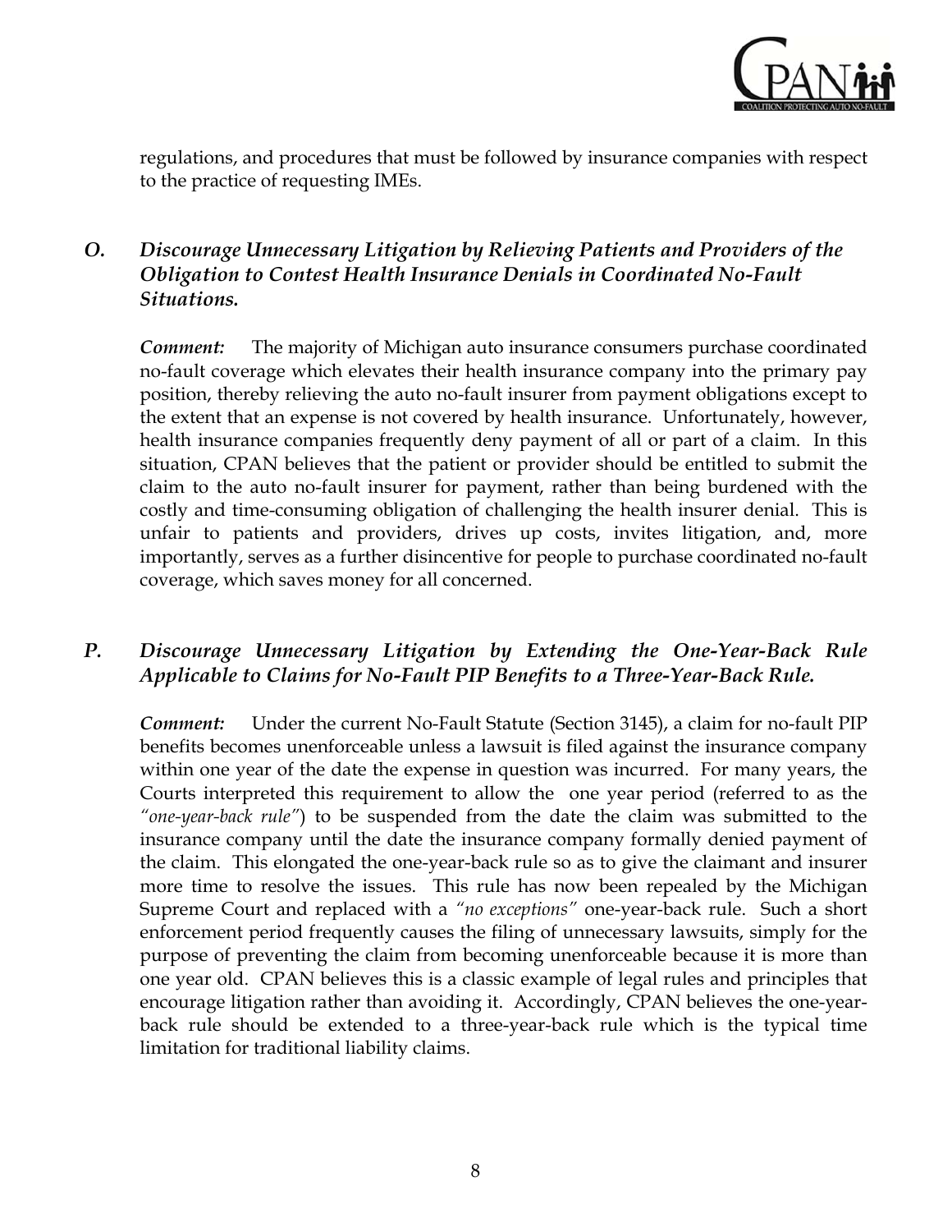regulations, and procedures that must be followed by insurance companies with respect to the practice of requesting IMEs.

### *O. Discourage Unnecessary Litigation by Relieving Patients and Providers of the Obligation to Contest Health Insurance Denials in Coordinated No-Fault Situations.*

***Comment:*** The majority of Michigan auto insurance consumers purchase coordinated no-fault coverage which elevates their health insurance company into the primary pay position, thereby relieving the auto no-fault insurer from payment obligations except to the extent that an expense is not covered by health insurance. Unfortunately, however, health insurance companies frequently deny payment of all or part of a claim. In this situation, CPAN believes that the patient or provider should be entitled to submit the claim to the auto no-fault insurer for payment, rather than being burdened with the costly and time-consuming obligation of challenging the health insurer denial. This is unfair to patients and providers, drives up costs, invites litigation, and, more importantly, serves as a further disincentive for people to purchase coordinated no-fault coverage, which saves money for all concerned.

### *P. Discourage Unnecessary Litigation by Extending the One-Year-Back Rule Applicable to Claims for No-Fault PIP Benefits to a Three-Year-Back Rule.*

***Comment:*** Under the current No-Fault Statute (Section 3145), a claim for no-fault PIP benefits becomes unenforceable unless a lawsuit is filed against the insurance company within one year of the date the expense in question was incurred. For many years, the Courts interpreted this requirement to allow the one year period (referred to as the *"one-year-back rule"*) to be suspended from the date the claim was submitted to the insurance company until the date the insurance company formally denied payment of the claim. This elongated the one-year-back rule so as to give the claimant and insurer more time to resolve the issues. This rule has now been repealed by the Michigan Supreme Court and replaced with a *"no exceptions"* one-year-back rule. Such a short enforcement period frequently causes the filing of unnecessary lawsuits, simply for the purpose of preventing the claim from becoming unenforceable because it is more than one year old. CPAN believes this is a classic example of legal rules and principles that encourage litigation rather than avoiding it. Accordingly, CPAN believes the one-year-back rule should be extended to a three-year-back rule which is the typical time limitation for traditional liability claims.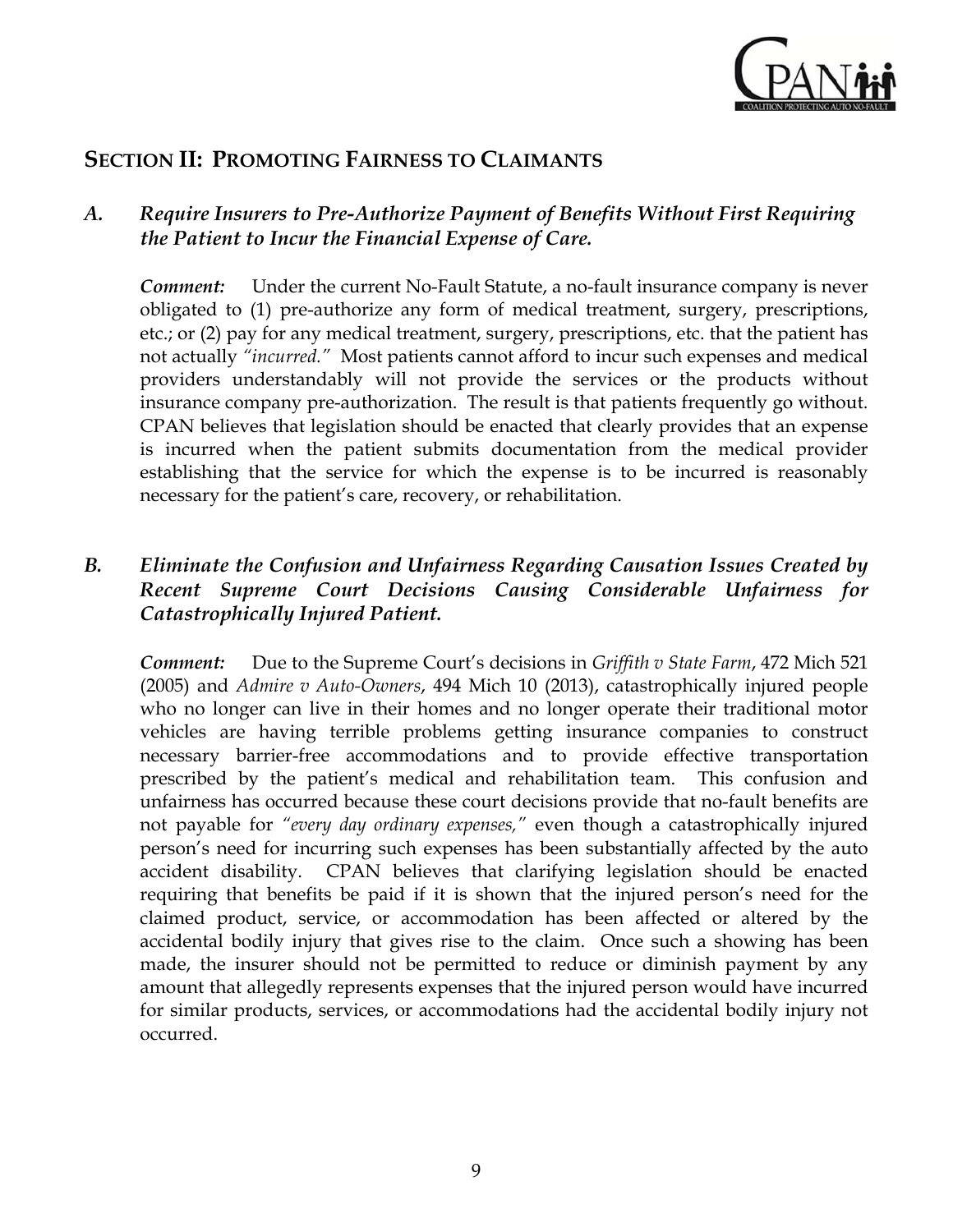## SECTION II: PROMOTING FAIRNESS TO CLAIMANTS

### *A. Require Insurers to Pre-Authorize Payment of Benefits Without First Requiring the Patient to Incur the Financial Expense of Care.*

***Comment:*** Under the current No-Fault Statute, a no-fault insurance company is never obligated to (1) pre-authorize any form of medical treatment, surgery, prescriptions, etc.; or (2) pay for any medical treatment, surgery, prescriptions, etc. that the patient has not actually *"incurred."* Most patients cannot afford to incur such expenses and medical providers understandably will not provide the services or the products without insurance company pre-authorization. The result is that patients frequently go without. CPAN believes that legislation should be enacted that clearly provides that an expense is incurred when the patient submits documentation from the medical provider establishing that the service for which the expense is to be incurred is reasonably necessary for the patient's care, recovery, or rehabilitation.

### *B. Eliminate the Confusion and Unfairness Regarding Causation Issues Created by Recent Supreme Court Decisions Causing Considerable Unfairness for Catastrophically Injured Patient.*

***Comment:*** Due to the Supreme Court's decisions in *Griffith v State Farm*, 472 Mich 521 (2005) and *Admire v Auto-Owners*, 494 Mich 10 (2013), catastrophically injured people who no longer can live in their homes and no longer operate their traditional motor vehicles are having terrible problems getting insurance companies to construct necessary barrier-free accommodations and to provide effective transportation prescribed by the patient's medical and rehabilitation team. This confusion and unfairness has occurred because these court decisions provide that no-fault benefits are not payable for *"every day ordinary expenses,"* even though a catastrophically injured person's need for incurring such expenses has been substantially affected by the auto accident disability. CPAN believes that clarifying legislation should be enacted requiring that benefits be paid if it is shown that the injured person's need for the claimed product, service, or accommodation has been affected or altered by the accidental bodily injury that gives rise to the claim. Once such a showing has been made, the insurer should not be permitted to reduce or diminish payment by any amount that allegedly represents expenses that the injured person would have incurred for similar products, services, or accommodations had the accidental bodily injury not occurred.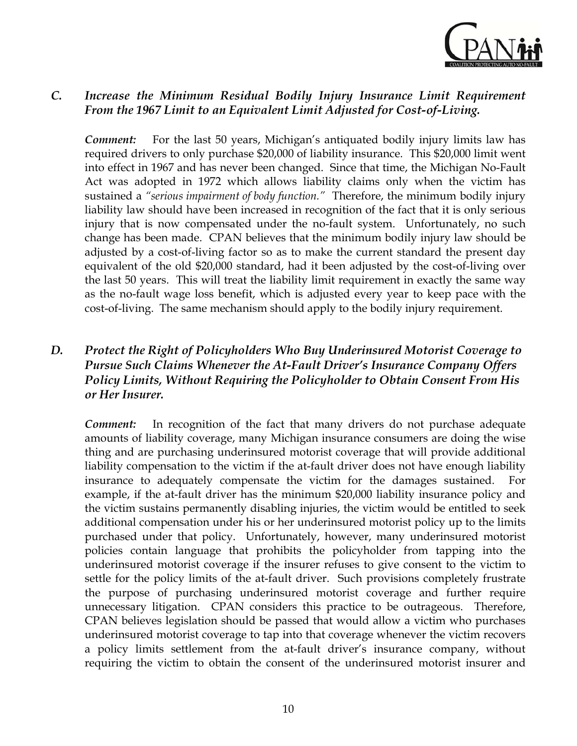### *C. Increase the Minimum Residual Bodily Injury Insurance Limit Requirement From the 1967 Limit to an Equivalent Limit Adjusted for Cost-of-Living.*

***Comment:*** For the last 50 years, Michigan's antiquated bodily injury limits law has required drivers to only purchase $20,000 of liability insurance. This $20,000 limit went into effect in 1967 and has never been changed. Since that time, the Michigan No-Fault Act was adopted in 1972 which allows liability claims only when the victim has sustained a *"serious impairment of body function."* Therefore, the minimum bodily injury liability law should have been increased in recognition of the fact that it is only serious injury that is now compensated under the no-fault system. Unfortunately, no such change has been made. CPAN believes that the minimum bodily injury law should be adjusted by a cost-of-living factor so as to make the current standard the present day equivalent of the old $20,000 standard, had it been adjusted by the cost-of-living over the last 50 years. This will treat the liability limit requirement in exactly the same way as the no-fault wage loss benefit, which is adjusted every year to keep pace with the cost-of-living. The same mechanism should apply to the bodily injury requirement.

### *D. Protect the Right of Policyholders Who Buy Underinsured Motorist Coverage to Pursue Such Claims Whenever the At-Fault Driver's Insurance Company Offers Policy Limits, Without Requiring the Policyholder to Obtain Consent From His or Her Insurer.*

***Comment:*** In recognition of the fact that many drivers do not purchase adequate amounts of liability coverage, many Michigan insurance consumers are doing the wise thing and are purchasing underinsured motorist coverage that will provide additional liability compensation to the victim if the at-fault driver does not have enough liability insurance to adequately compensate the victim for the damages sustained. For example, if the at-fault driver has the minimum $20,000 liability insurance policy and the victim sustains permanently disabling injuries, the victim would be entitled to seek additional compensation under his or her underinsured motorist policy up to the limits purchased under that policy. Unfortunately, however, many underinsured motorist policies contain language that prohibits the policyholder from tapping into the underinsured motorist coverage if the insurer refuses to give consent to the victim to settle for the policy limits of the at-fault driver. Such provisions completely frustrate the purpose of purchasing underinsured motorist coverage and further require unnecessary litigation. CPAN considers this practice to be outrageous. Therefore, CPAN believes legislation should be passed that would allow a victim who purchases underinsured motorist coverage to tap into that coverage whenever the victim recovers a policy limits settlement from the at-fault driver's insurance company, without requiring the victim to obtain the consent of the underinsured motorist insurer and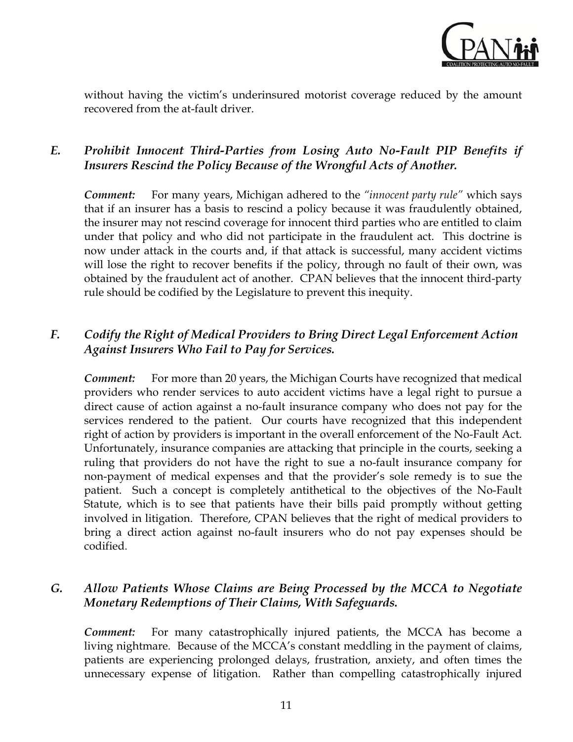without having the victim's underinsured motorist coverage reduced by the amount recovered from the at-fault driver.

### *E. Prohibit Innocent Third-Parties from Losing Auto No-Fault PIP Benefits if Insurers Rescind the Policy Because of the Wrongful Acts of Another.*

***Comment:*** For many years, Michigan adhered to the *"innocent party rule"* which says that if an insurer has a basis to rescind a policy because it was fraudulently obtained, the insurer may not rescind coverage for innocent third parties who are entitled to claim under that policy and who did not participate in the fraudulent act. This doctrine is now under attack in the courts and, if that attack is successful, many accident victims will lose the right to recover benefits if the policy, through no fault of their own, was obtained by the fraudulent act of another. CPAN believes that the innocent third-party rule should be codified by the Legislature to prevent this inequity.

### *F. Codify the Right of Medical Providers to Bring Direct Legal Enforcement Action Against Insurers Who Fail to Pay for Services.*

***Comment:*** For more than 20 years, the Michigan Courts have recognized that medical providers who render services to auto accident victims have a legal right to pursue a direct cause of action against a no-fault insurance company who does not pay for the services rendered to the patient. Our courts have recognized that this independent right of action by providers is important in the overall enforcement of the No-Fault Act. Unfortunately, insurance companies are attacking that principle in the courts, seeking a ruling that providers do not have the right to sue a no-fault insurance company for non-payment of medical expenses and that the provider's sole remedy is to sue the patient. Such a concept is completely antithetical to the objectives of the No-Fault Statute, which is to see that patients have their bills paid promptly without getting involved in litigation. Therefore, CPAN believes that the right of medical providers to bring a direct action against no-fault insurers who do not pay expenses should be codified.

### *G. Allow Patients Whose Claims are Being Processed by the MCCA to Negotiate Monetary Redemptions of Their Claims, With Safeguards.*

***Comment:*** For many catastrophically injured patients, the MCCA has become a living nightmare. Because of the MCCA's constant meddling in the payment of claims, patients are experiencing prolonged delays, frustration, anxiety, and often times the unnecessary expense of litigation. Rather than compelling catastrophically injured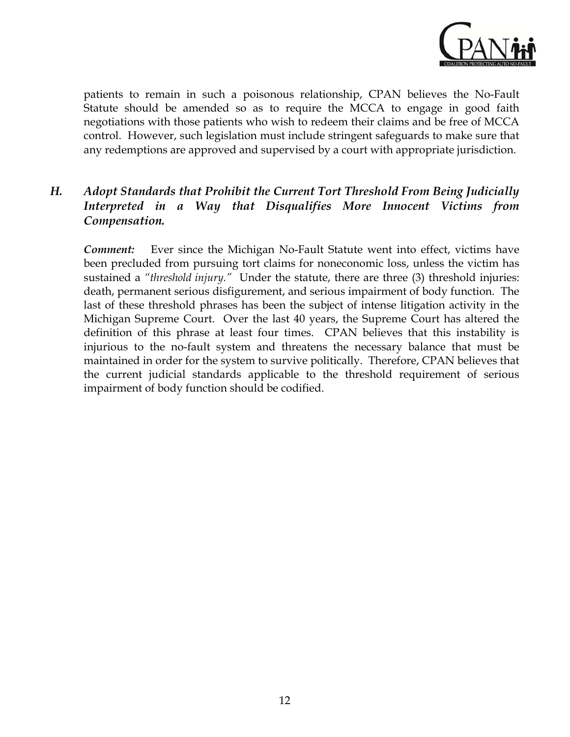patients to remain in such a poisonous relationship, CPAN believes the No-Fault Statute should be amended so as to require the MCCA to engage in good faith negotiations with those patients who wish to redeem their claims and be free of MCCA control. However, such legislation must include stringent safeguards to make sure that any redemptions are approved and supervised by a court with appropriate jurisdiction.

### *H. Adopt Standards that Prohibit the Current Tort Threshold From Being Judicially Interpreted in a Way that Disqualifies More Innocent Victims from Compensation.*

***Comment:*** Ever since the Michigan No-Fault Statute went into effect, victims have been precluded from pursuing tort claims for noneconomic loss, unless the victim has sustained a *"threshold injury."* Under the statute, there are three (3) threshold injuries: death, permanent serious disfigurement, and serious impairment of body function. The last of these threshold phrases has been the subject of intense litigation activity in the Michigan Supreme Court. Over the last 40 years, the Supreme Court has altered the definition of this phrase at least four times. CPAN believes that this instability is injurious to the no-fault system and threatens the necessary balance that must be maintained in order for the system to survive politically. Therefore, CPAN believes that the current judicial standards applicable to the threshold requirement of serious impairment of body function should be codified.